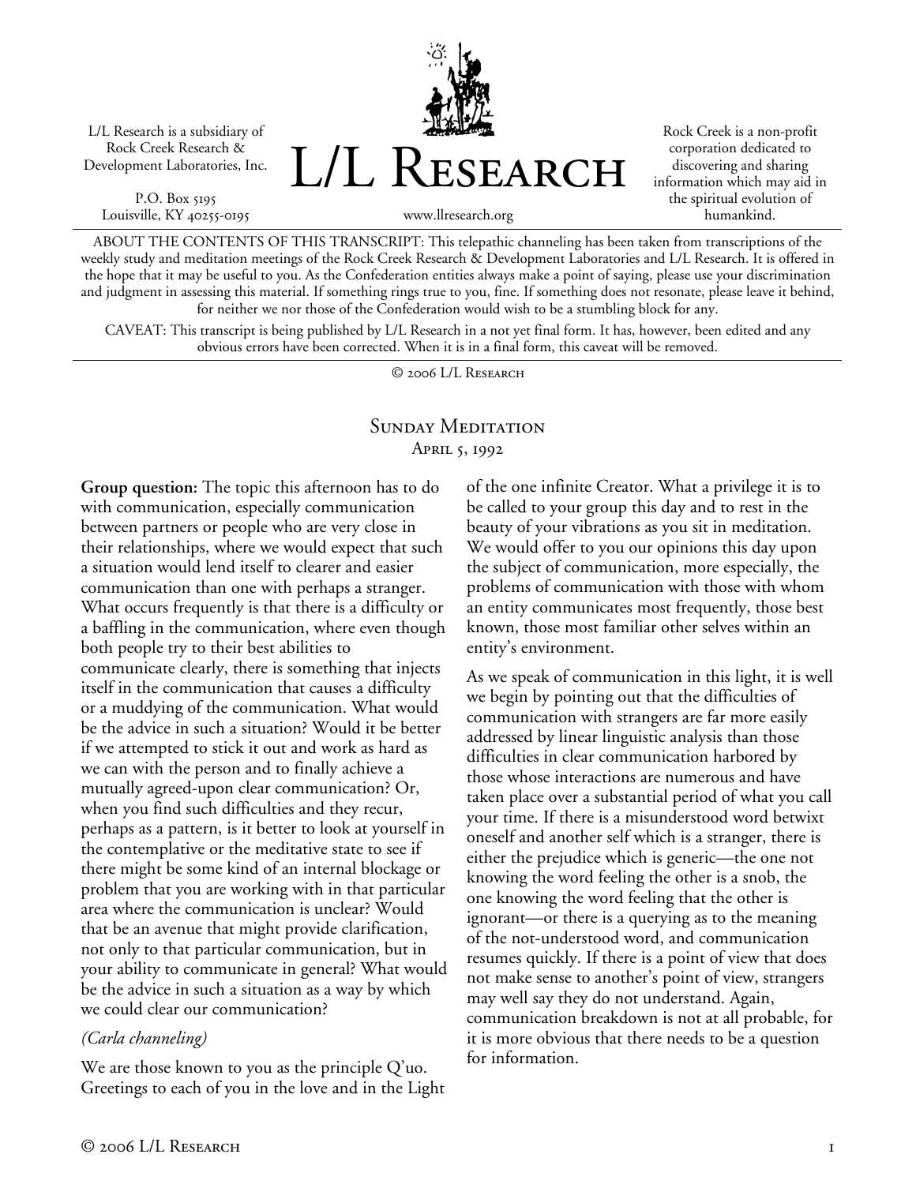L/L Research is a subsidiary of Rock Creek Research & Development Laboratories, Inc.

P.O. Box 5195
Louisville, KY 40255-0195

# L/L Research

www.llresearch.org

Rock Creek is a non-profit corporation dedicated to discovering and sharing information which may aid in the spiritual evolution of humankind.

ABOUT THE CONTENTS OF THIS TRANSCRIPT: This telepathic channeling has been taken from transcriptions of the weekly study and meditation meetings of the Rock Creek Research & Development Laboratories and L/L Research. It is offered in the hope that it may be useful to you. As the Confederation entities always make a point of saying, please use your discrimination and judgment in assessing this material. If something rings true to you, fine. If something does not resonate, please leave it behind, for neither we nor those of the Confederation would wish to be a stumbling block for any.

CAVEAT: This transcript is being published by L/L Research in a not yet final form. It has, however, been edited and any obvious errors have been corrected. When it is in a final form, this caveat will be removed.

© 2006 L/L Research

## Sunday Meditation
### April 5, 1992

**Group question:** The topic this afternoon has to do with communication, especially communication between partners or people who are very close in their relationships, where we would expect that such a situation would lend itself to clearer and easier communication than one with perhaps a stranger. What occurs frequently is that there is a difficulty or a baffling in the communication, where even though both people try to their best abilities to communicate clearly, there is something that injects itself in the communication that causes a difficulty or a muddying of the communication. What would be the advice in such a situation? Would it be better if we attempted to stick it out and work as hard as we can with the person and to finally achieve a mutually agreed-upon clear communication? Or, when you find such difficulties and they recur, perhaps as a pattern, is it better to look at yourself in the contemplative or the meditative state to see if there might be some kind of an internal blockage or problem that you are working with in that particular area where the communication is unclear? Would that be an avenue that might provide clarification, not only to that particular communication, but in your ability to communicate in general? What would be the advice in such a situation as a way by which we could clear our communication?

*(Carla channeling)*

We are those known to you as the principle Q'uo. Greetings to each of you in the love and in the Light of the one infinite Creator. What a privilege it is to be called to your group this day and to rest in the beauty of your vibrations as you sit in meditation. We would offer to you our opinions this day upon the subject of communication, more especially, the problems of communication with those with whom an entity communicates most frequently, those best known, those most familiar other selves within an entity's environment.

As we speak of communication in this light, it is well we begin by pointing out that the difficulties of communication with strangers are far more easily addressed by linear linguistic analysis than those difficulties in clear communication harbored by those whose interactions are numerous and have taken place over a substantial period of what you call your time. If there is a misunderstood word betwixt oneself and another self which is a stranger, there is either the prejudice which is generic—the one not knowing the word feeling the other is a snob, the one knowing the word feeling that the other is ignorant—or there is a querying as to the meaning of the not-understood word, and communication resumes quickly. If there is a point of view that does not make sense to another's point of view, strangers may well say they do not understand. Again, communication breakdown is not at all probable, for it is more obvious that there needs to be a question for information.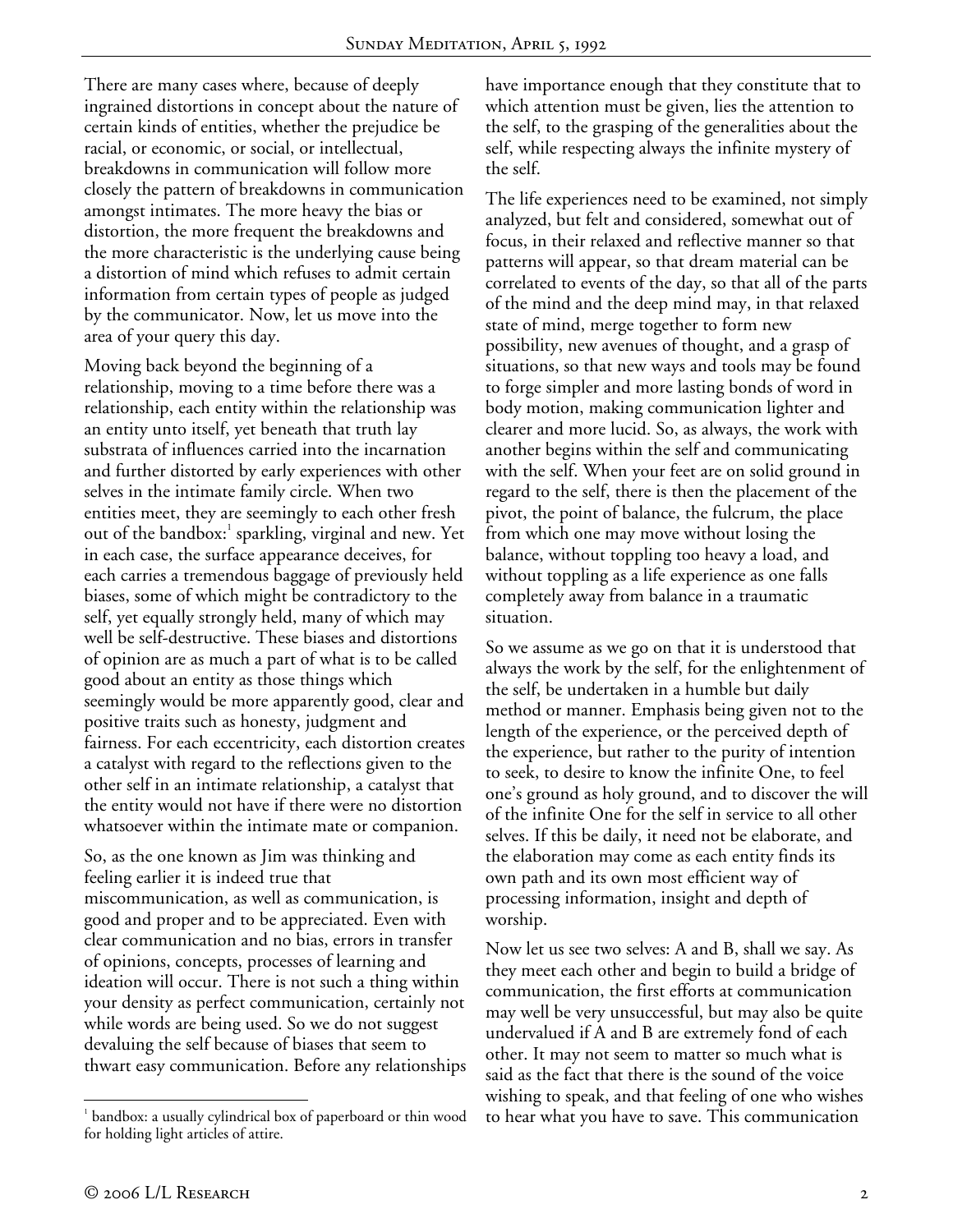There are many cases where, because of deeply ingrained distortions in concept about the nature of certain kinds of entities, whether the prejudice be racial, or economic, or social, or intellectual, breakdowns in communication will follow more closely the pattern of breakdowns in communication amongst intimates. The more heavy the bias or distortion, the more frequent the breakdowns and the more characteristic is the underlying cause being a distortion of mind which refuses to admit certain information from certain types of people as judged by the communicator. Now, let us move into the area of your query this day.

Moving back beyond the beginning of a relationship, moving to a time before there was a relationship, each entity within the relationship was an entity unto itself, yet beneath that truth lay substrata of influences carried into the incarnation and further distorted by early experiences with other selves in the intimate family circle. When two entities meet, they are seemingly to each other fresh out of the bandbox:[1] sparkling, virginal and new. Yet in each case, the surface appearance deceives, for each carries a tremendous baggage of previously held biases, some of which might be contradictory to the self, yet equally strongly held, many of which may well be self-destructive. These biases and distortions of opinion are as much a part of what is to be called good about an entity as those things which seemingly would be more apparently good, clear and positive traits such as honesty, judgment and fairness. For each eccentricity, each distortion creates a catalyst with regard to the reflections given to the other self in an intimate relationship, a catalyst that the entity would not have if there were no distortion whatsoever within the intimate mate or companion.

So, as the one known as Jim was thinking and feeling earlier it is indeed true that miscommunication, as well as communication, is good and proper and to be appreciated. Even with clear communication and no bias, errors in transfer of opinions, concepts, processes of learning and ideation will occur. There is not such a thing within your density as perfect communication, certainly not while words are being used. So we do not suggest devaluing the self because of biases that seem to thwart easy communication. Before any relationships have importance enough that they constitute that to which attention must be given, lies the attention to the self, to the grasping of the generalities about the self, while respecting always the infinite mystery of the self.

The life experiences need to be examined, not simply analyzed, but felt and considered, somewhat out of focus, in their relaxed and reflective manner so that patterns will appear, so that dream material can be correlated to events of the day, so that all of the parts of the mind and the deep mind may, in that relaxed state of mind, merge together to form new possibility, new avenues of thought, and a grasp of situations, so that new ways and tools may be found to forge simpler and more lasting bonds of word in body motion, making communication lighter and clearer and more lucid. So, as always, the work with another begins within the self and communicating with the self. When your feet are on solid ground in regard to the self, there is then the placement of the pivot, the point of balance, the fulcrum, the place from which one may move without losing the balance, without toppling too heavy a load, and without toppling as a life experience as one falls completely away from balance in a traumatic situation.

So we assume as we go on that it is understood that always the work by the self, for the enlightenment of the self, be undertaken in a humble but daily method or manner. Emphasis being given not to the length of the experience, or the perceived depth of the experience, but rather to the purity of intention to seek, to desire to know the infinite One, to feel one's ground as holy ground, and to discover the will of the infinite One for the self in service to all other selves. If this be daily, it need not be elaborate, and the elaboration may come as each entity finds its own path and its own most efficient way of processing information, insight and depth of worship.

Now let us see two selves: A and B, shall we say. As they meet each other and begin to build a bridge of communication, the first efforts at communication may well be very unsuccessful, but may also be quite undervalued if A and B are extremely fond of each other. It may not seem to matter so much what is said as the fact that there is the sound of the voice wishing to speak, and that feeling of one who wishes to hear what you have to save. This communication

[1] bandbox: a usually cylindrical box of paperboard or thin wood for holding light articles of attire.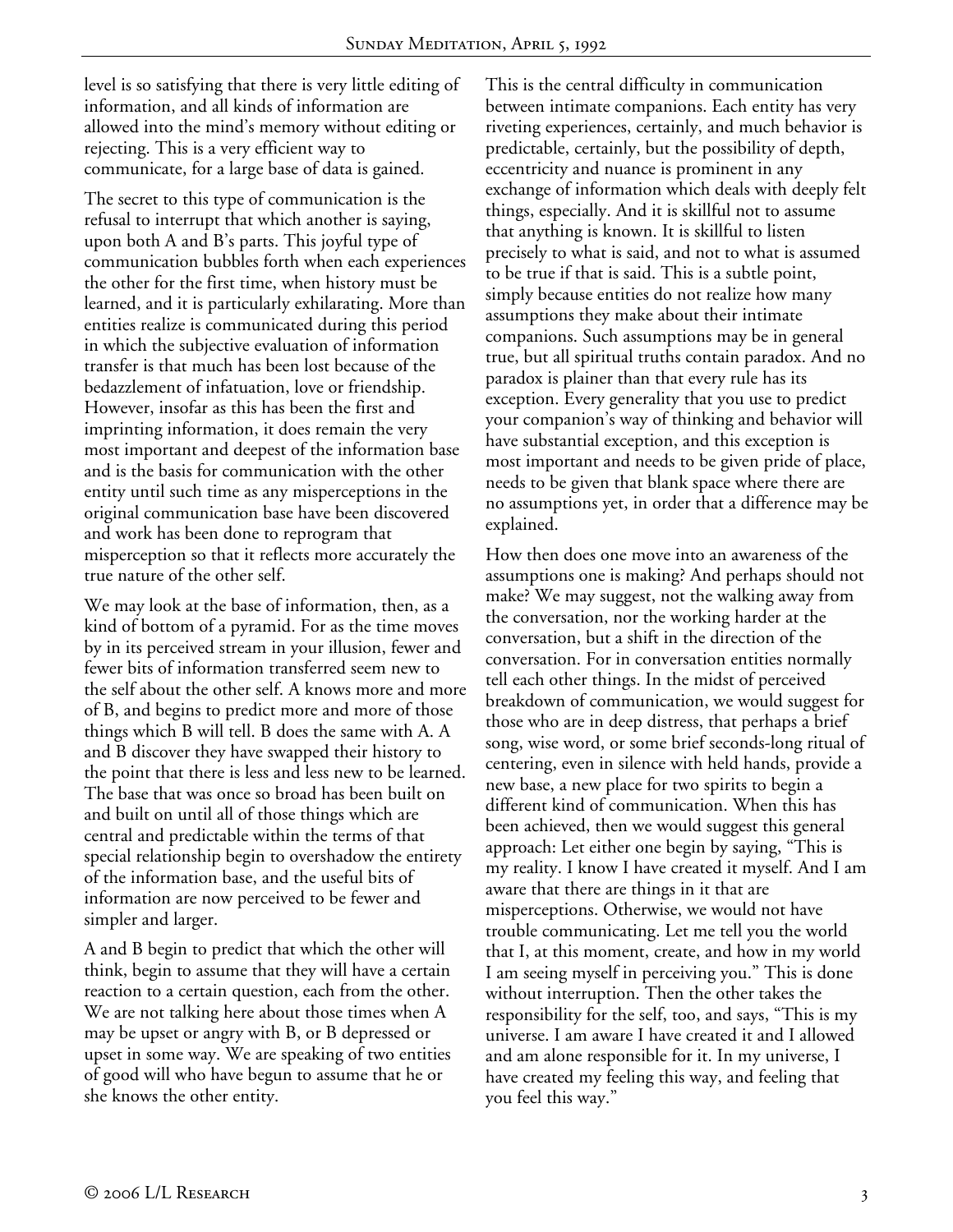level is so satisfying that there is very little editing of information, and all kinds of information are allowed into the mind's memory without editing or rejecting. This is a very efficient way to communicate, for a large base of data is gained.

The secret to this type of communication is the refusal to interrupt that which another is saying, upon both A and B's parts. This joyful type of communication bubbles forth when each experiences the other for the first time, when history must be learned, and it is particularly exhilarating. More than entities realize is communicated during this period in which the subjective evaluation of information transfer is that much has been lost because of the bedazzlement of infatuation, love or friendship. However, insofar as this has been the first and imprinting information, it does remain the very most important and deepest of the information base and is the basis for communication with the other entity until such time as any misperceptions in the original communication base have been discovered and work has been done to reprogram that misperception so that it reflects more accurately the true nature of the other self.

We may look at the base of information, then, as a kind of bottom of a pyramid. For as the time moves by in its perceived stream in your illusion, fewer and fewer bits of information transferred seem new to the self about the other self. A knows more and more of B, and begins to predict more and more of those things which B will tell. B does the same with A. A and B discover they have swapped their history to the point that there is less and less new to be learned. The base that was once so broad has been built on and built on until all of those things which are central and predictable within the terms of that special relationship begin to overshadow the entirety of the information base, and the useful bits of information are now perceived to be fewer and simpler and larger.

A and B begin to predict that which the other will think, begin to assume that they will have a certain reaction to a certain question, each from the other. We are not talking here about those times when A may be upset or angry with B, or B depressed or upset in some way. We are speaking of two entities of good will who have begun to assume that he or she knows the other entity.

This is the central difficulty in communication between intimate companions. Each entity has very riveting experiences, certainly, and much behavior is predictable, certainly, but the possibility of depth, eccentricity and nuance is prominent in any exchange of information which deals with deeply felt things, especially. And it is skillful not to assume that anything is known. It is skillful to listen precisely to what is said, and not to what is assumed to be true if that is said. This is a subtle point, simply because entities do not realize how many assumptions they make about their intimate companions. Such assumptions may be in general true, but all spiritual truths contain paradox. And no paradox is plainer than that every rule has its exception. Every generality that you use to predict your companion's way of thinking and behavior will have substantial exception, and this exception is most important and needs to be given pride of place, needs to be given that blank space where there are no assumptions yet, in order that a difference may be explained.

How then does one move into an awareness of the assumptions one is making? And perhaps should not make? We may suggest, not the walking away from the conversation, nor the working harder at the conversation, but a shift in the direction of the conversation. For in conversation entities normally tell each other things. In the midst of perceived breakdown of communication, we would suggest for those who are in deep distress, that perhaps a brief song, wise word, or some brief seconds-long ritual of centering, even in silence with held hands, provide a new base, a new place for two spirits to begin a different kind of communication. When this has been achieved, then we would suggest this general approach: Let either one begin by saying, "This is my reality. I know I have created it myself. And I am aware that there are things in it that are misperceptions. Otherwise, we would not have trouble communicating. Let me tell you the world that I, at this moment, create, and how in my world I am seeing myself in perceiving you." This is done without interruption. Then the other takes the responsibility for the self, too, and says, "This is my universe. I am aware I have created it and I allowed and am alone responsible for it. In my universe, I have created my feeling this way, and feeling that you feel this way."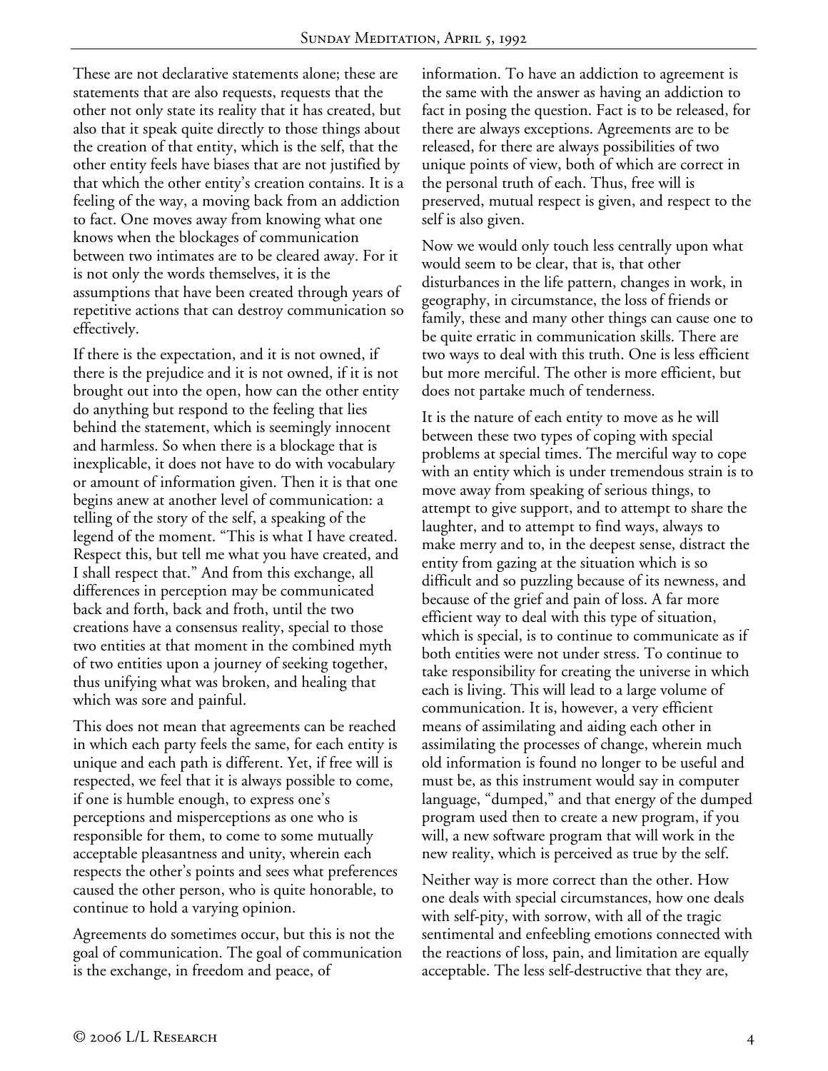These are not declarative statements alone; these are statements that are also requests, requests that the other not only state its reality that it has created, but also that it speak quite directly to those things about the creation of that entity, which is the self, that the other entity feels have biases that are not justified by that which the other entity's creation contains. It is a feeling of the way, a moving back from an addiction to fact. One moves away from knowing what one knows when the blockages of communication between two intimates are to be cleared away. For it is not only the words themselves, it is the assumptions that have been created through years of repetitive actions that can destroy communication so effectively.

If there is the expectation, and it is not owned, if there is the prejudice and it is not owned, if it is not brought out into the open, how can the other entity do anything but respond to the feeling that lies behind the statement, which is seemingly innocent and harmless. So when there is a blockage that is inexplicable, it does not have to do with vocabulary or amount of information given. Then it is that one begins anew at another level of communication: a telling of the story of the self, a speaking of the legend of the moment. "This is what I have created. Respect this, but tell me what you have created, and I shall respect that." And from this exchange, all differences in perception may be communicated back and forth, back and froth, until the two creations have a consensus reality, special to those two entities at that moment in the combined myth of two entities upon a journey of seeking together, thus unifying what was broken, and healing that which was sore and painful.

This does not mean that agreements can be reached in which each party feels the same, for each entity is unique and each path is different. Yet, if free will is respected, we feel that it is always possible to come, if one is humble enough, to express one's perceptions and misperceptions as one who is responsible for them, to come to some mutually acceptable pleasantness and unity, wherein each respects the other's points and sees what preferences caused the other person, who is quite honorable, to continue to hold a varying opinion.

Agreements do sometimes occur, but this is not the goal of communication. The goal of communication is the exchange, in freedom and peace, of information. To have an addiction to agreement is the same with the answer as having an addiction to fact in posing the question. Fact is to be released, for there are always exceptions. Agreements are to be released, for there are always possibilities of two unique points of view, both of which are correct in the personal truth of each. Thus, free will is preserved, mutual respect is given, and respect to the self is also given.

Now we would only touch less centrally upon what would seem to be clear, that is, that other disturbances in the life pattern, changes in work, in geography, in circumstance, the loss of friends or family, these and many other things can cause one to be quite erratic in communication skills. There are two ways to deal with this truth. One is less efficient but more merciful. The other is more efficient, but does not partake much of tenderness.

It is the nature of each entity to move as he will between these two types of coping with special problems at special times. The merciful way to cope with an entity which is under tremendous strain is to move away from speaking of serious things, to attempt to give support, and to attempt to share the laughter, and to attempt to find ways, always to make merry and to, in the deepest sense, distract the entity from gazing at the situation which is so difficult and so puzzling because of its newness, and because of the grief and pain of loss. A far more efficient way to deal with this type of situation, which is special, is to continue to communicate as if both entities were not under stress. To continue to take responsibility for creating the universe in which each is living. This will lead to a large volume of communication. It is, however, a very efficient means of assimilating and aiding each other in assimilating the processes of change, wherein much old information is found no longer to be useful and must be, as this instrument would say in computer language, "dumped," and that energy of the dumped program used then to create a new program, if you will, a new software program that will work in the new reality, which is perceived as true by the self.

Neither way is more correct than the other. How one deals with special circumstances, how one deals with self-pity, with sorrow, with all of the tragic sentimental and enfeebling emotions connected with the reactions of loss, pain, and limitation are equally acceptable. The less self-destructive that they are,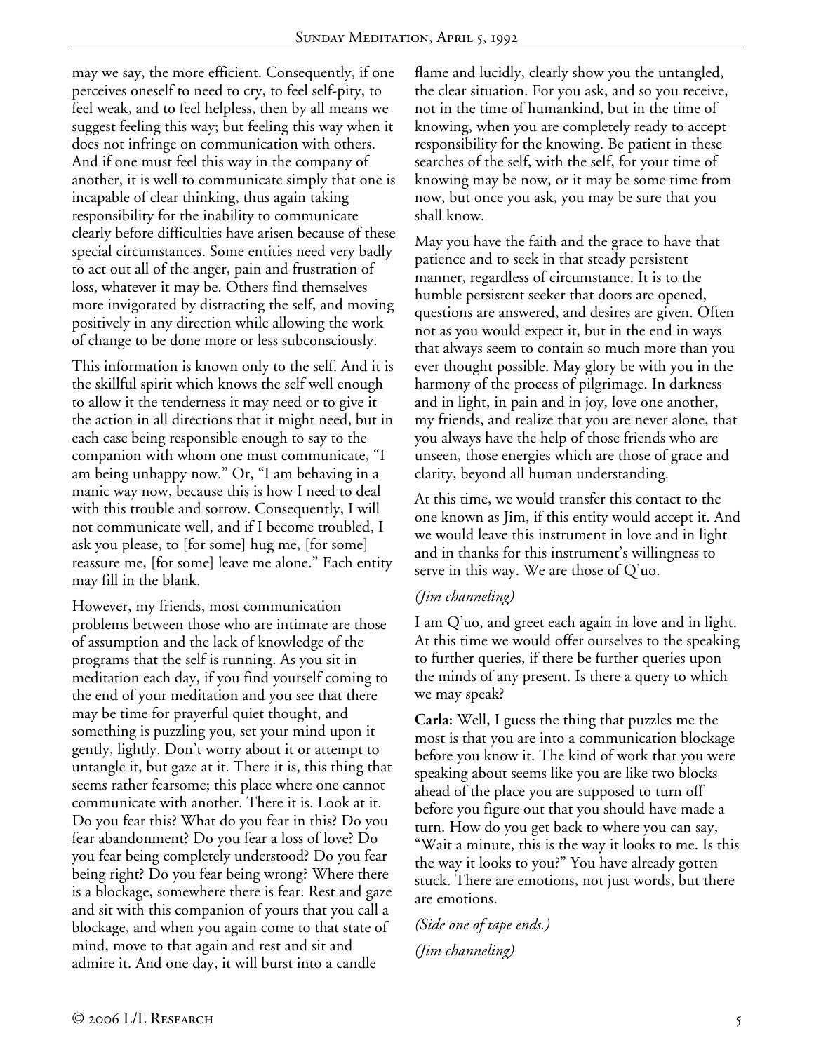may we say, the more efficient. Consequently, if one perceives oneself to need to cry, to feel self-pity, to feel weak, and to feel helpless, then by all means we suggest feeling this way; but feeling this way when it does not infringe on communication with others. And if one must feel this way in the company of another, it is well to communicate simply that one is incapable of clear thinking, thus again taking responsibility for the inability to communicate clearly before difficulties have arisen because of these special circumstances. Some entities need very badly to act out all of the anger, pain and frustration of loss, whatever it may be. Others find themselves more invigorated by distracting the self, and moving positively in any direction while allowing the work of change to be done more or less subconsciously.

This information is known only to the self. And it is the skillful spirit which knows the self well enough to allow it the tenderness it may need or to give it the action in all directions that it might need, but in each case being responsible enough to say to the companion with whom one must communicate, "I am being unhappy now." Or, "I am behaving in a manic way now, because this is how I need to deal with this trouble and sorrow. Consequently, I will not communicate well, and if I become troubled, I ask you please, to [for some] hug me, [for some] reassure me, [for some] leave me alone." Each entity may fill in the blank.

However, my friends, most communication problems between those who are intimate are those of assumption and the lack of knowledge of the programs that the self is running. As you sit in meditation each day, if you find yourself coming to the end of your meditation and you see that there may be time for prayerful quiet thought, and something is puzzling you, set your mind upon it gently, lightly. Don't worry about it or attempt to untangle it, but gaze at it. There it is, this thing that seems rather fearsome; this place where one cannot communicate with another. There it is. Look at it. Do you fear this? What do you fear in this? Do you fear abandonment? Do you fear a loss of love? Do you fear being completely understood? Do you fear being right? Do you fear being wrong? Where there is a blockage, somewhere there is fear. Rest and gaze and sit with this companion of yours that you call a blockage, and when you again come to that state of mind, move to that again and rest and sit and admire it. And one day, it will burst into a candle flame and lucidly, clearly show you the untangled, the clear situation. For you ask, and so you receive, not in the time of humankind, but in the time of knowing, when you are completely ready to accept responsibility for the knowing. Be patient in these searches of the self, with the self, for your time of knowing may be now, or it may be some time from now, but once you ask, you may be sure that you shall know.

May you have the faith and the grace to have that patience and to seek in that steady persistent manner, regardless of circumstance. It is to the humble persistent seeker that doors are opened, questions are answered, and desires are given. Often not as you would expect it, but in the end in ways that always seem to contain so much more than you ever thought possible. May glory be with you in the harmony of the process of pilgrimage. In darkness and in light, in pain and in joy, love one another, my friends, and realize that you are never alone, that you always have the help of those friends who are unseen, those energies which are those of grace and clarity, beyond all human understanding.

At this time, we would transfer this contact to the one known as Jim, if this entity would accept it. And we would leave this instrument in love and in light and in thanks for this instrument's willingness to serve in this way. We are those of Q'uo.

*(Jim channeling)*

I am Q'uo, and greet each again in love and in light. At this time we would offer ourselves to the speaking to further queries, if there be further queries upon the minds of any present. Is there a query to which we may speak?

**Carla:** Well, I guess the thing that puzzles me the most is that you are into a communication blockage before you know it. The kind of work that you were speaking about seems like you are like two blocks ahead of the place you are supposed to turn off before you figure out that you should have made a turn. How do you get back to where you can say, "Wait a minute, this is the way it looks to me. Is this the way it looks to you?" You have already gotten stuck. There are emotions, not just words, but there are emotions.

*(Side one of tape ends.)*

*(Jim channeling)*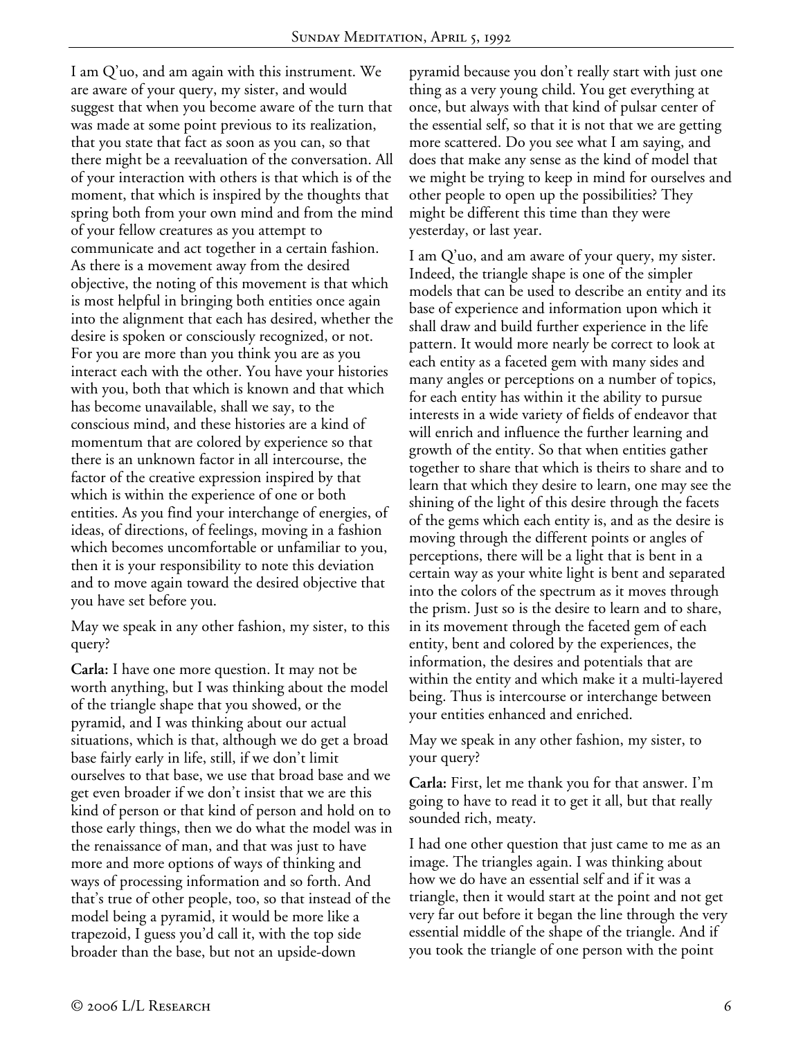I am Q'uo, and am again with this instrument. We are aware of your query, my sister, and would suggest that when you become aware of the turn that was made at some point previous to its realization, that you state that fact as soon as you can, so that there might be a reevaluation of the conversation. All of your interaction with others is that which is of the moment, that which is inspired by the thoughts that spring both from your own mind and from the mind of your fellow creatures as you attempt to communicate and act together in a certain fashion. As there is a movement away from the desired objective, the noting of this movement is that which is most helpful in bringing both entities once again into the alignment that each has desired, whether the desire is spoken or consciously recognized, or not. For you are more than you think you are as you interact each with the other. You have your histories with you, both that which is known and that which has become unavailable, shall we say, to the conscious mind, and these histories are a kind of momentum that are colored by experience so that there is an unknown factor in all intercourse, the factor of the creative expression inspired by that which is within the experience of one or both entities. As you find your interchange of energies, of ideas, of directions, of feelings, moving in a fashion which becomes uncomfortable or unfamiliar to you, then it is your responsibility to note this deviation and to move again toward the desired objective that you have set before you.

May we speak in any other fashion, my sister, to this query?

**Carla:** I have one more question. It may not be worth anything, but I was thinking about the model of the triangle shape that you showed, or the pyramid, and I was thinking about our actual situations, which is that, although we do get a broad base fairly early in life, still, if we don't limit ourselves to that base, we use that broad base and we get even broader if we don't insist that we are this kind of person or that kind of person and hold on to those early things, then we do what the model was in the renaissance of man, and that was just to have more and more options of ways of thinking and ways of processing information and so forth. And that's true of other people, too, so that instead of the model being a pyramid, it would be more like a trapezoid, I guess you'd call it, with the top side broader than the base, but not an upside-down pyramid because you don't really start with just one thing as a very young child. You get everything at once, but always with that kind of pulsar center of the essential self, so that it is not that we are getting more scattered. Do you see what I am saying, and does that make any sense as the kind of model that we might be trying to keep in mind for ourselves and other people to open up the possibilities? They might be different this time than they were yesterday, or last year.

I am Q'uo, and am aware of your query, my sister. Indeed, the triangle shape is one of the simpler models that can be used to describe an entity and its base of experience and information upon which it shall draw and build further experience in the life pattern. It would more nearly be correct to look at each entity as a faceted gem with many sides and many angles or perceptions on a number of topics, for each entity has within it the ability to pursue interests in a wide variety of fields of endeavor that will enrich and influence the further learning and growth of the entity. So that when entities gather together to share that which is theirs to share and to learn that which they desire to learn, one may see the shining of the light of this desire through the facets of the gems which each entity is, and as the desire is moving through the different points or angles of perceptions, there will be a light that is bent in a certain way as your white light is bent and separated into the colors of the spectrum as it moves through the prism. Just so is the desire to learn and to share, in its movement through the faceted gem of each entity, bent and colored by the experiences, the information, the desires and potentials that are within the entity and which make it a multi-layered being. Thus is intercourse or interchange between your entities enhanced and enriched.

May we speak in any other fashion, my sister, to your query?

**Carla:** First, let me thank you for that answer. I'm going to have to read it to get it all, but that really sounded rich, meaty.

I had one other question that just came to me as an image. The triangles again. I was thinking about how we do have an essential self and if it was a triangle, then it would start at the point and not get very far out before it began the line through the very essential middle of the shape of the triangle. And if you took the triangle of one person with the point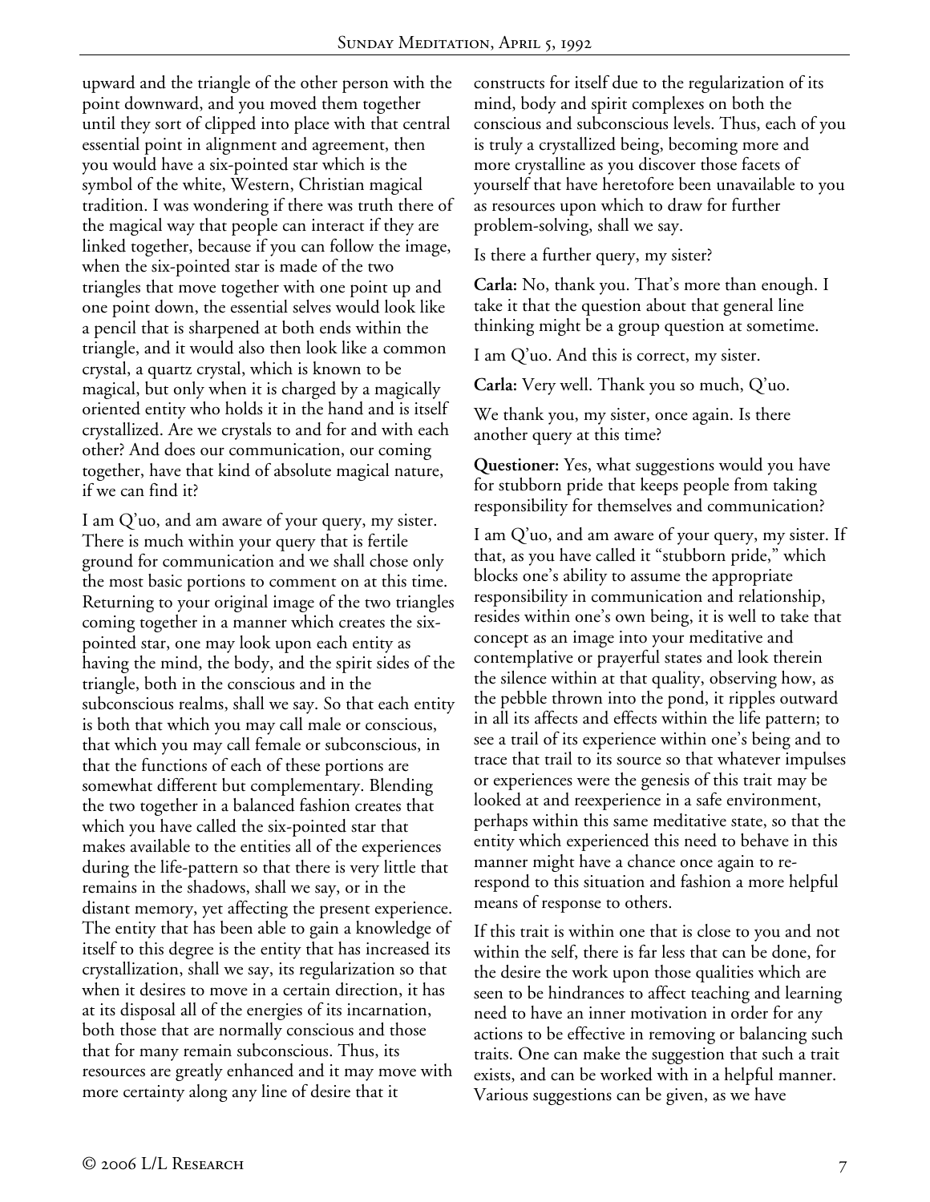upward and the triangle of the other person with the point downward, and you moved them together until they sort of clipped into place with that central essential point in alignment and agreement, then you would have a six-pointed star which is the symbol of the white, Western, Christian magical tradition. I was wondering if there was truth there of the magical way that people can interact if they are linked together, because if you can follow the image, when the six-pointed star is made of the two triangles that move together with one point up and one point down, the essential selves would look like a pencil that is sharpened at both ends within the triangle, and it would also then look like a common crystal, a quartz crystal, which is known to be magical, but only when it is charged by a magically oriented entity who holds it in the hand and is itself crystallized. Are we crystals to and for and with each other? And does our communication, our coming together, have that kind of absolute magical nature, if we can find it?

I am Q'uo, and am aware of your query, my sister. There is much within your query that is fertile ground for communication and we shall chose only the most basic portions to comment on at this time. Returning to your original image of the two triangles coming together in a manner which creates the six-pointed star, one may look upon each entity as having the mind, the body, and the spirit sides of the triangle, both in the conscious and in the subconscious realms, shall we say. So that each entity is both that which you may call male or conscious, that which you may call female or subconscious, in that the functions of each of these portions are somewhat different but complementary. Blending the two together in a balanced fashion creates that which you have called the six-pointed star that makes available to the entities all of the experiences during the life-pattern so that there is very little that remains in the shadows, shall we say, or in the distant memory, yet affecting the present experience. The entity that has been able to gain a knowledge of itself to this degree is the entity that has increased its crystallization, shall we say, its regularization so that when it desires to move in a certain direction, it has at its disposal all of the energies of its incarnation, both those that are normally conscious and those that for many remain subconscious. Thus, its resources are greatly enhanced and it may move with more certainty along any line of desire that it constructs for itself due to the regularization of its mind, body and spirit complexes on both the conscious and subconscious levels. Thus, each of you is truly a crystallized being, becoming more and more crystalline as you discover those facets of yourself that have heretofore been unavailable to you as resources upon which to draw for further problem-solving, shall we say.

Is there a further query, my sister?

**Carla:** No, thank you. That's more than enough. I take it that the question about that general line thinking might be a group question at sometime.

I am Q'uo. And this is correct, my sister.

**Carla:** Very well. Thank you so much, Q'uo.

We thank you, my sister, once again. Is there another query at this time?

**Questioner:** Yes, what suggestions would you have for stubborn pride that keeps people from taking responsibility for themselves and communication?

I am Q'uo, and am aware of your query, my sister. If that, as you have called it "stubborn pride," which blocks one's ability to assume the appropriate responsibility in communication and relationship, resides within one's own being, it is well to take that concept as an image into your meditative and contemplative or prayerful states and look therein the silence within at that quality, observing how, as the pebble thrown into the pond, it ripples outward in all its affects and effects within the life pattern; to see a trail of its experience within one's being and to trace that trail to its source so that whatever impulses or experiences were the genesis of this trait may be looked at and reexperience in a safe environment, perhaps within this same meditative state, so that the entity which experienced this need to behave in this manner might have a chance once again to re-respond to this situation and fashion a more helpful means of response to others.

If this trait is within one that is close to you and not within the self, there is far less that can be done, for the desire the work upon those qualities which are seen to be hindrances to affect teaching and learning need to have an inner motivation in order for any actions to be effective in removing or balancing such traits. One can make the suggestion that such a trait exists, and can be worked with in a helpful manner. Various suggestions can be given, as we have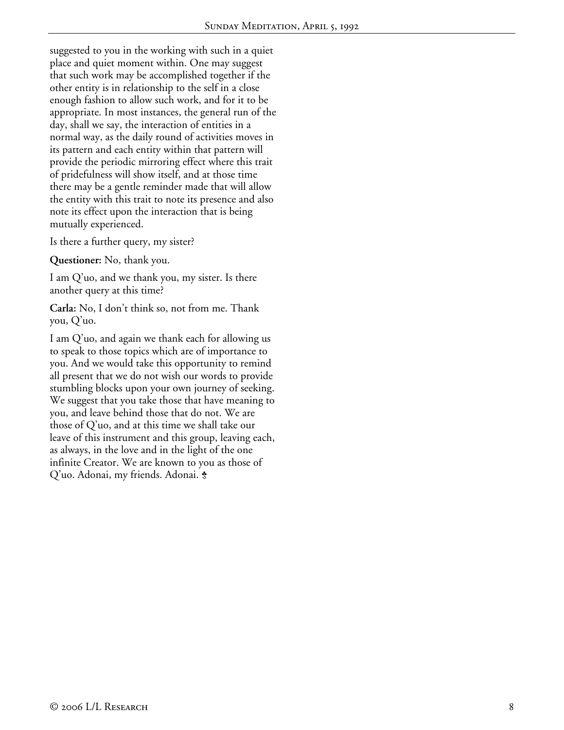suggested to you in the working with such in a quiet place and quiet moment within. One may suggest that such work may be accomplished together if the other entity is in relationship to the self in a close enough fashion to allow such work, and for it to be appropriate. In most instances, the general run of the day, shall we say, the interaction of entities in a normal way, as the daily round of activities moves in its pattern and each entity within that pattern will provide the periodic mirroring effect where this trait of pridefulness will show itself, and at those time there may be a gentle reminder made that will allow the entity with this trait to note its presence and also note its effect upon the interaction that is being mutually experienced.

Is there a further query, my sister?

**Questioner:** No, thank you.

I am Q'uo, and we thank you, my sister. Is there another query at this time?

**Carla:** No, I don't think so, not from me. Thank you, Q'uo.

I am Q'uo, and again we thank each for allowing us to speak to those topics which are of importance to you. And we would take this opportunity to remind all present that we do not wish our words to provide stumbling blocks upon your own journey of seeking. We suggest that you take those that have meaning to you, and leave behind those that do not. We are those of Q'uo, and at this time we shall take our leave of this instrument and this group, leaving each, as always, in the love and in the light of the one infinite Creator. We are known to you as those of Q'uo. Adonai, my friends. Adonai.